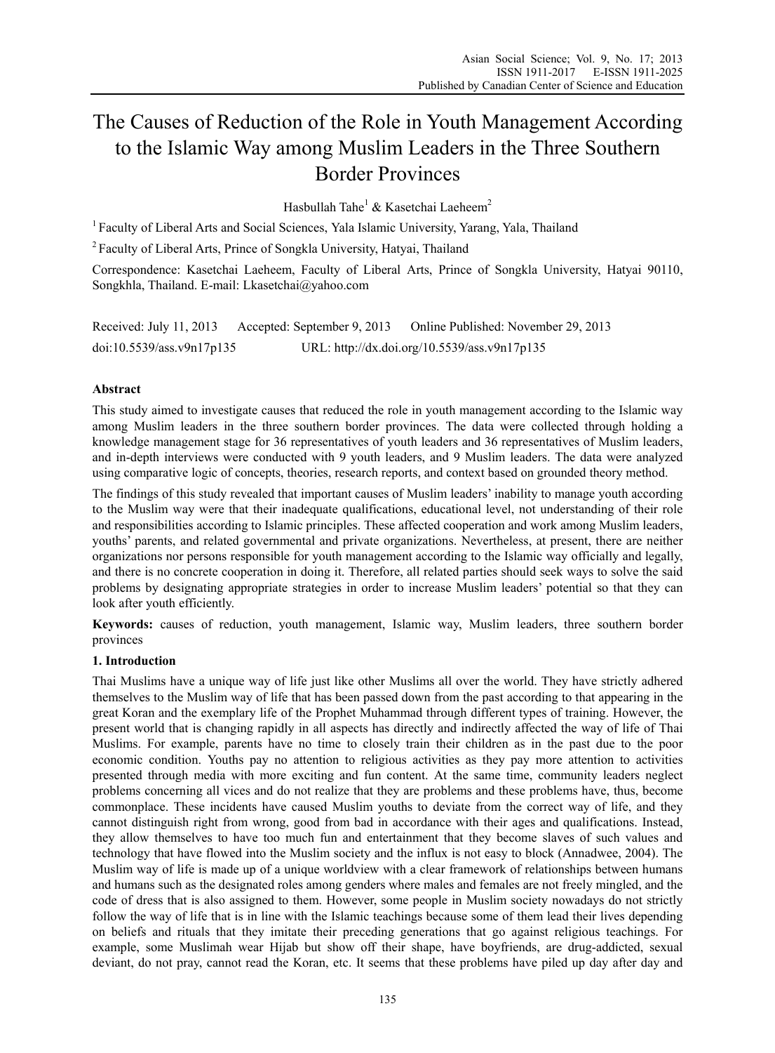# The Causes of Reduction of the Role in Youth Management According to the Islamic Way among Muslim Leaders in the Three Southern Border Provinces

Hasbullah Tahe[1] & Kasetchai Laeheem[2]

[1] Faculty of Liberal Arts and Social Sciences, Yala Islamic University, Yarang, Yala, Thailand

[2] Faculty of Liberal Arts, Prince of Songkla University, Hatyai, Thailand

Correspondence: Kasetchai Laeheem, Faculty of Liberal Arts, Prince of Songkla University, Hatyai 90110, Songkhla, Thailand. E-mail: Lkasetchai@yahoo.com

Received: July 11, 2013 Accepted: September 9, 2013 Online Published: November 29, 2013

doi:10.5539/ass.v9n17p135 URL: http://dx.doi.org/10.5539/ass.v9n17p135

## Abstract

This study aimed to investigate causes that reduced the role in youth management according to the Islamic way among Muslim leaders in the three southern border provinces. The data were collected through holding a knowledge management stage for 36 representatives of youth leaders and 36 representatives of Muslim leaders, and in-depth interviews were conducted with 9 youth leaders, and 9 Muslim leaders. The data were analyzed using comparative logic of concepts, theories, research reports, and context based on grounded theory method.

The findings of this study revealed that important causes of Muslim leaders' inability to manage youth according to the Muslim way were that their inadequate qualifications, educational level, not understanding of their role and responsibilities according to Islamic principles. These affected cooperation and work among Muslim leaders, youths' parents, and related governmental and private organizations. Nevertheless, at present, there are neither organizations nor persons responsible for youth management according to the Islamic way officially and legally, and there is no concrete cooperation in doing it. Therefore, all related parties should seek ways to solve the said problems by designating appropriate strategies in order to increase Muslim leaders' potential so that they can look after youth efficiently.

**Keywords:** causes of reduction, youth management, Islamic way, Muslim leaders, three southern border provinces

## 1. Introduction

Thai Muslims have a unique way of life just like other Muslims all over the world. They have strictly adhered themselves to the Muslim way of life that has been passed down from the past according to that appearing in the great Koran and the exemplary life of the Prophet Muhammad through different types of training. However, the present world that is changing rapidly in all aspects has directly and indirectly affected the way of life of Thai Muslims. For example, parents have no time to closely train their children as in the past due to the poor economic condition. Youths pay no attention to religious activities as they pay more attention to activities presented through media with more exciting and fun content. At the same time, community leaders neglect problems concerning all vices and do not realize that they are problems and these problems have, thus, become commonplace. These incidents have caused Muslim youths to deviate from the correct way of life, and they cannot distinguish right from wrong, good from bad in accordance with their ages and qualifications. Instead, they allow themselves to have too much fun and entertainment that they become slaves of such values and technology that have flowed into the Muslim society and the influx is not easy to block (Annadwee, 2004). The Muslim way of life is made up of a unique worldview with a clear framework of relationships between humans and humans such as the designated roles among genders where males and females are not freely mingled, and the code of dress that is also assigned to them. However, some people in Muslim society nowadays do not strictly follow the way of life that is in line with the Islamic teachings because some of them lead their lives depending on beliefs and rituals that they imitate their preceding generations that go against religious teachings. For example, some Muslimah wear Hijab but show off their shape, have boyfriends, are drug-addicted, sexual deviant, do not pray, cannot read the Koran, etc. It seems that these problems have piled up day after day and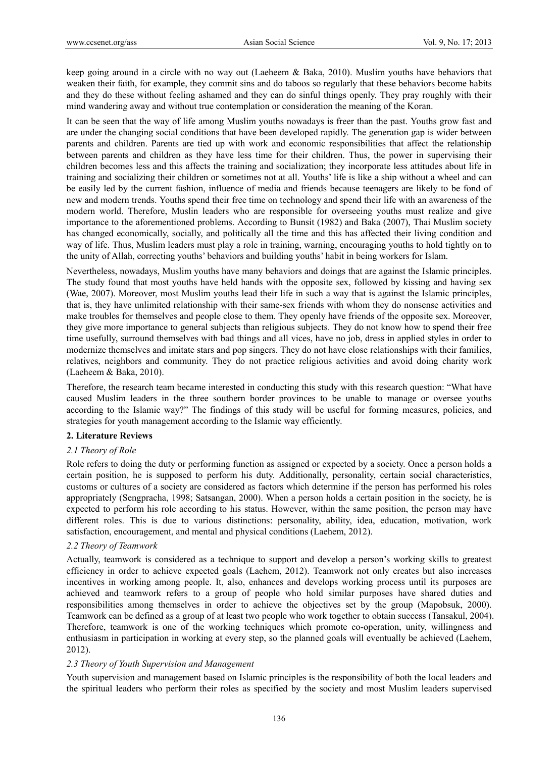keep going around in a circle with no way out (Laeheem & Baka, 2010). Muslim youths have behaviors that weaken their faith, for example, they commit sins and do taboos so regularly that these behaviors become habits and they do these without feeling ashamed and they can do sinful things openly. They pray roughly with their mind wandering away and without true contemplation or consideration the meaning of the Koran.

It can be seen that the way of life among Muslim youths nowadays is freer than the past. Youths grow fast and are under the changing social conditions that have been developed rapidly. The generation gap is wider between parents and children. Parents are tied up with work and economic responsibilities that affect the relationship between parents and children as they have less time for their children. Thus, the power in supervising their children becomes less and this affects the training and socialization; they incorporate less attitudes about life in training and socializing their children or sometimes not at all. Youths' life is like a ship without a wheel and can be easily led by the current fashion, influence of media and friends because teenagers are likely to be fond of new and modern trends. Youths spend their free time on technology and spend their life with an awareness of the modern world. Therefore, Muslim leaders who are responsible for overseeing youths must realize and give importance to the aforementioned problems. According to Bunsit (1982) and Baka (2007), Thai Muslim society has changed economically, socially, and politically all the time and this has affected their living condition and way of life. Thus, Muslim leaders must play a role in training, warning, encouraging youths to hold tightly on to the unity of Allah, correcting youths' behaviors and building youths' habit in being workers for Islam.

Nevertheless, nowadays, Muslim youths have many behaviors and doings that are against the Islamic principles. The study found that most youths have held hands with the opposite sex, followed by kissing and having sex (Wae, 2007). Moreover, most Muslim youths lead their life in such a way that is against the Islamic principles, that is, they have unlimited relationship with their same-sex friends with whom they do nonsense activities and make troubles for themselves and people close to them. They openly have friends of the opposite sex. Moreover, they give more importance to general subjects than religious subjects. They do not know how to spend their free time usefully, surround themselves with bad things and all vices, have no job, dress in applied styles in order to modernize themselves and imitate stars and pop singers. They do not have close relationships with their families, relatives, neighbors and community. They do not practice religious activities and avoid doing charity work (Laeheem & Baka, 2010).

Therefore, the research team became interested in conducting this study with this research question: "What have caused Muslim leaders in the three southern border provinces to be unable to manage or oversee youths according to the Islamic way?" The findings of this study will be useful for forming measures, policies, and strategies for youth management according to the Islamic way efficiently.

## 2. Literature Reviews

### *2.1 Theory of Role*

Role refers to doing the duty or performing function as assigned or expected by a society. Once a person holds a certain position, he is supposed to perform his duty. Additionally, personality, certain social characteristics, customs or cultures of a society are considered as factors which determine if the person has performed his roles appropriately (Sengpracha, 1998; Satsangan, 2000). When a person holds a certain position in the society, he is expected to perform his role according to his status. However, within the same position, the person may have different roles. This is due to various distinctions: personality, ability, idea, education, motivation, work satisfaction, encouragement, and mental and physical conditions (Laehem, 2012).

### *2.2 Theory of Teamwork*

Actually, teamwork is considered as a technique to support and develop a person's working skills to greatest efficiency in order to achieve expected goals (Laehem, 2012). Teamwork not only creates but also increases incentives in working among people. It, also, enhances and develops working process until its purposes are achieved and teamwork refers to a group of people who hold similar purposes have shared duties and responsibilities among themselves in order to achieve the objectives set by the group (Mapobsuk, 2000). Teamwork can be defined as a group of at least two people who work together to obtain success (Tansakul, 2004). Therefore, teamwork is one of the working techniques which promote co-operation, unity, willingness and enthusiasm in participation in working at every step, so the planned goals will eventually be achieved (Laehem, 2012).

### *2.3 Theory of Youth Supervision and Management*

Youth supervision and management based on Islamic principles is the responsibility of both the local leaders and the spiritual leaders who perform their roles as specified by the society and most Muslim leaders supervised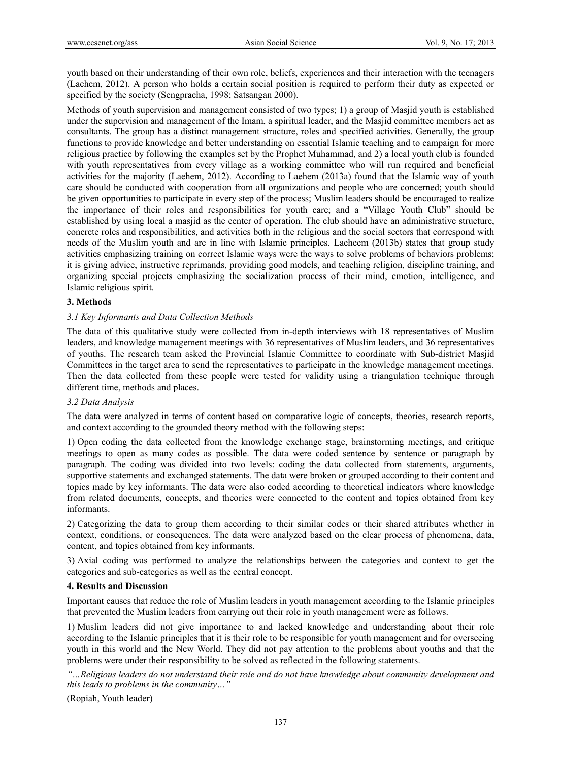youth based on their understanding of their own role, beliefs, experiences and their interaction with the teenagers (Laehem, 2012). A person who holds a certain social position is required to perform their duty as expected or specified by the society (Sengpracha, 1998; Satsangan 2000).

Methods of youth supervision and management consisted of two types; 1) a group of Masjid youth is established under the supervision and management of the Imam, a spiritual leader, and the Masjid committee members act as consultants. The group has a distinct management structure, roles and specified activities. Generally, the group functions to provide knowledge and better understanding on essential Islamic teaching and to campaign for more religious practice by following the examples set by the Prophet Muhammad, and 2) a local youth club is founded with youth representatives from every village as a working committee who will run required and beneficial activities for the majority (Laehem, 2012). According to Laehem (2013a) found that the Islamic way of youth care should be conducted with cooperation from all organizations and people who are concerned; youth should be given opportunities to participate in every step of the process; Muslim leaders should be encouraged to realize the importance of their roles and responsibilities for youth care; and a "Village Youth Club" should be established by using local a masjid as the center of operation. The club should have an administrative structure, concrete roles and responsibilities, and activities both in the religious and the social sectors that correspond with needs of the Muslim youth and are in line with Islamic principles. Laeheem (2013b) states that group study activities emphasizing training on correct Islamic ways were the ways to solve problems of behaviors problems; it is giving advice, instructive reprimands, providing good models, and teaching religion, discipline training, and organizing special projects emphasizing the socialization process of their mind, emotion, intelligence, and Islamic religious spirit.

## 3. Methods

### *3.1 Key Informants and Data Collection Methods*

The data of this qualitative study were collected from in-depth interviews with 18 representatives of Muslim leaders, and knowledge management meetings with 36 representatives of Muslim leaders, and 36 representatives of youths. The research team asked the Provincial Islamic Committee to coordinate with Sub-district Masjid Committees in the target area to send the representatives to participate in the knowledge management meetings. Then the data collected from these people were tested for validity using a triangulation technique through different time, methods and places.

### *3.2 Data Analysis*

The data were analyzed in terms of content based on comparative logic of concepts, theories, research reports, and context according to the grounded theory method with the following steps:

1) Open coding the data collected from the knowledge exchange stage, brainstorming meetings, and critique meetings to open as many codes as possible. The data were coded sentence by sentence or paragraph by paragraph. The coding was divided into two levels: coding the data collected from statements, arguments, supportive statements and exchanged statements. The data were broken or grouped according to their content and topics made by key informants. The data were also coded according to theoretical indicators where knowledge from related documents, concepts, and theories were connected to the content and topics obtained from key informants.

2) Categorizing the data to group them according to their similar codes or their shared attributes whether in context, conditions, or consequences. The data were analyzed based on the clear process of phenomena, data, content, and topics obtained from key informants.

3) Axial coding was performed to analyze the relationships between the categories and context to get the categories and sub-categories as well as the central concept.

## 4. Results and Discussion

Important causes that reduce the role of Muslim leaders in youth management according to the Islamic principles that prevented the Muslim leaders from carrying out their role in youth management were as follows.

1) Muslim leaders did not give importance to and lacked knowledge and understanding about their role according to the Islamic principles that it is their role to be responsible for youth management and for overseeing youth in this world and the New World. They did not pay attention to the problems about youths and that the problems were under their responsibility to be solved as reflected in the following statements.

*"…Religious leaders do not understand their role and do not have knowledge about community development and this leads to problems in the community…"*

(Ropiah, Youth leader)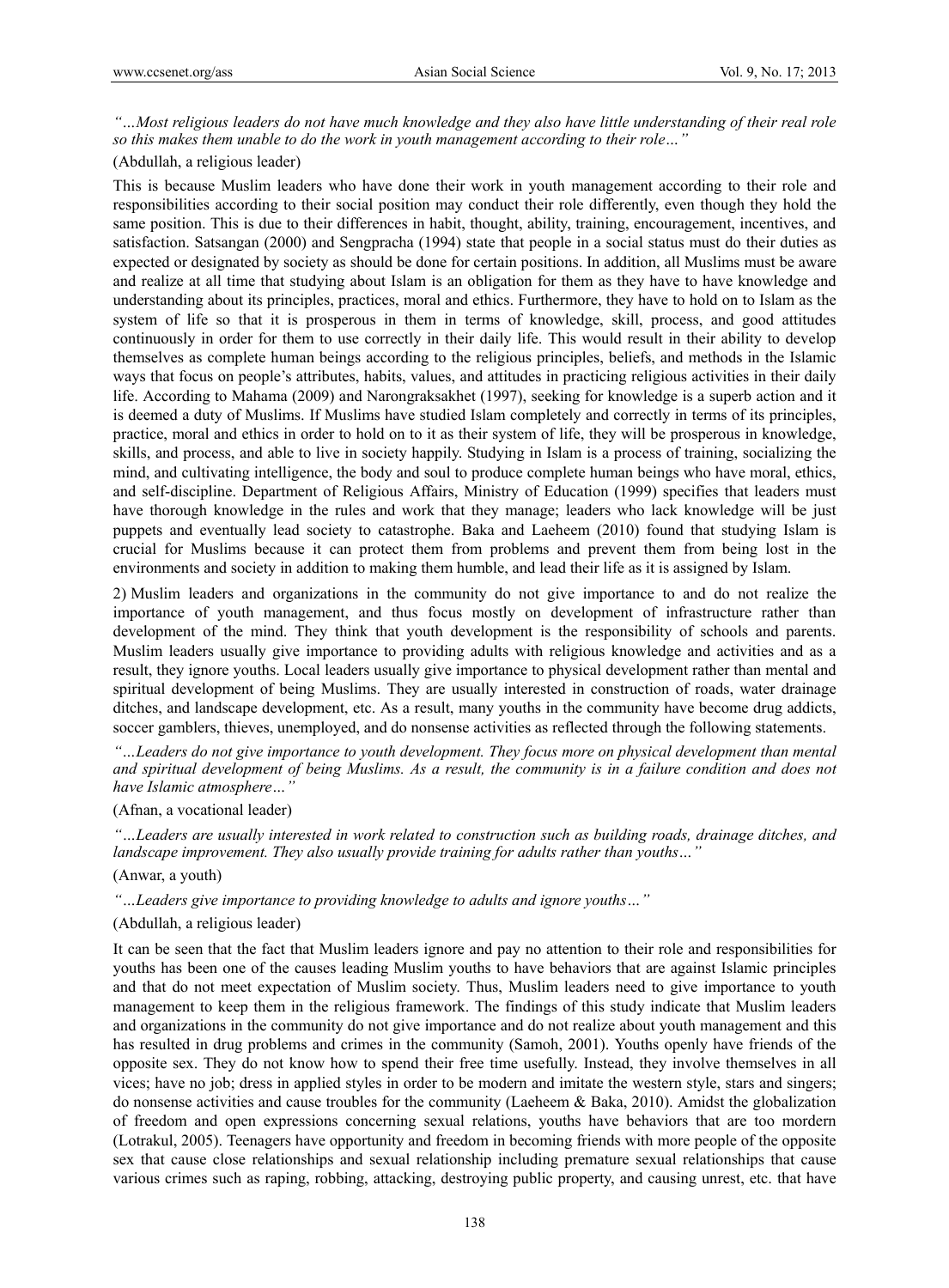*"…Most religious leaders do not have much knowledge and they also have little understanding of their real role so this makes them unable to do the work in youth management according to their role…"*

(Abdullah, a religious leader)

This is because Muslim leaders who have done their work in youth management according to their role and responsibilities according to their social position may conduct their role differently, even though they hold the same position. This is due to their differences in habit, thought, ability, training, encouragement, incentives, and satisfaction. Satsangan (2000) and Sengpracha (1994) state that people in a social status must do their duties as expected or designated by society as should be done for certain positions. In addition, all Muslims must be aware and realize at all time that studying about Islam is an obligation for them as they have to have knowledge and understanding about its principles, practices, moral and ethics. Furthermore, they have to hold on to Islam as the system of life so that it is prosperous in them in terms of knowledge, skill, process, and good attitudes continuously in order for them to use correctly in their daily life. This would result in their ability to develop themselves as complete human beings according to the religious principles, beliefs, and methods in the Islamic ways that focus on people's attributes, habits, values, and attitudes in practicing religious activities in their daily life. According to Mahama (2009) and Narongraksakhet (1997), seeking for knowledge is a superb action and it is deemed a duty of Muslims. If Muslims have studied Islam completely and correctly in terms of its principles, practice, moral and ethics in order to hold on to it as their system of life, they will be prosperous in knowledge, skills, and process, and able to live in society happily. Studying in Islam is a process of training, socializing the mind, and cultivating intelligence, the body and soul to produce complete human beings who have moral, ethics, and self-discipline. Department of Religious Affairs, Ministry of Education (1999) specifies that leaders must have thorough knowledge in the rules and work that they manage; leaders who lack knowledge will be just puppets and eventually lead society to catastrophe. Baka and Laeheem (2010) found that studying Islam is crucial for Muslims because it can protect them from problems and prevent them from being lost in the environments and society in addition to making them humble, and lead their life as it is assigned by Islam.

2) Muslim leaders and organizations in the community do not give importance to and do not realize the importance of youth management, and thus focus mostly on development of infrastructure rather than development of the mind. They think that youth development is the responsibility of schools and parents. Muslim leaders usually give importance to providing adults with religious knowledge and activities and as a result, they ignore youths. Local leaders usually give importance to physical development rather than mental and spiritual development of being Muslims. They are usually interested in construction of roads, water drainage ditches, and landscape development, etc. As a result, many youths in the community have become drug addicts, soccer gamblers, thieves, unemployed, and do nonsense activities as reflected through the following statements.

*"…Leaders do not give importance to youth development. They focus more on physical development than mental and spiritual development of being Muslims. As a result, the community is in a failure condition and does not have Islamic atmosphere…"*

(Afnan, a vocational leader)

*"…Leaders are usually interested in work related to construction such as building roads, drainage ditches, and landscape improvement. They also usually provide training for adults rather than youths…"*

(Anwar, a youth)

*"…Leaders give importance to providing knowledge to adults and ignore youths…"*

(Abdullah, a religious leader)

It can be seen that the fact that Muslim leaders ignore and pay no attention to their role and responsibilities for youths has been one of the causes leading Muslim youths to have behaviors that are against Islamic principles and that do not meet expectation of Muslim society. Thus, Muslim leaders need to give importance to youth management to keep them in the religious framework. The findings of this study indicate that Muslim leaders and organizations in the community do not give importance and do not realize about youth management and this has resulted in drug problems and crimes in the community (Samoh, 2001). Youths openly have friends of the opposite sex. They do not know how to spend their free time usefully. Instead, they involve themselves in all vices; have no job; dress in applied styles in order to be modern and imitate the western style, stars and singers; do nonsense activities and cause troubles for the community (Laeheem & Baka, 2010). Amidst the globalization of freedom and open expressions concerning sexual relations, youths have behaviors that are too mordern (Lotrakul, 2005). Teenagers have opportunity and freedom in becoming friends with more people of the opposite sex that cause close relationships and sexual relationship including premature sexual relationships that cause various crimes such as raping, robbing, attacking, destroying public property, and causing unrest, etc. that have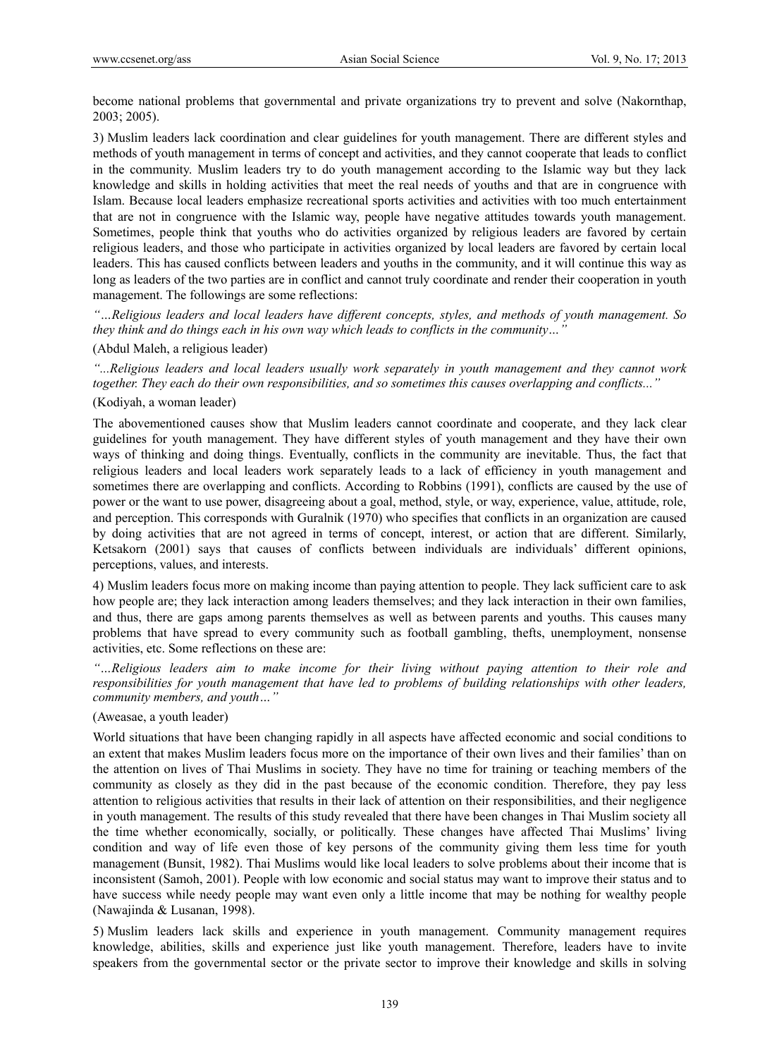become national problems that governmental and private organizations try to prevent and solve (Nakornthap, 2003; 2005).

3) Muslim leaders lack coordination and clear guidelines for youth management. There are different styles and methods of youth management in terms of concept and activities, and they cannot cooperate that leads to conflict in the community. Muslim leaders try to do youth management according to the Islamic way but they lack knowledge and skills in holding activities that meet the real needs of youths and that are in congruence with Islam. Because local leaders emphasize recreational sports activities and activities with too much entertainment that are not in congruence with the Islamic way, people have negative attitudes towards youth management. Sometimes, people think that youths who do activities organized by religious leaders are favored by certain religious leaders, and those who participate in activities organized by local leaders are favored by certain local leaders. This has caused conflicts between leaders and youths in the community, and it will continue this way as long as leaders of the two parties are in conflict and cannot truly coordinate and render their cooperation in youth management. The followings are some reflections:

*"…Religious leaders and local leaders have different concepts, styles, and methods of youth management. So they think and do things each in his own way which leads to conflicts in the community…"*

(Abdul Maleh, a religious leader)

*"...Religious leaders and local leaders usually work separately in youth management and they cannot work together. They each do their own responsibilities, and so sometimes this causes overlapping and conflicts..."*

(Kodiyah, a woman leader)

The abovementioned causes show that Muslim leaders cannot coordinate and cooperate, and they lack clear guidelines for youth management. They have different styles of youth management and they have their own ways of thinking and doing things. Eventually, conflicts in the community are inevitable. Thus, the fact that religious leaders and local leaders work separately leads to a lack of efficiency in youth management and sometimes there are overlapping and conflicts. According to Robbins (1991), conflicts are caused by the use of power or the want to use power, disagreeing about a goal, method, style, or way, experience, value, attitude, role, and perception. This corresponds with Guralnik (1970) who specifies that conflicts in an organization are caused by doing activities that are not agreed in terms of concept, interest, or action that are different. Similarly, Ketsakorn (2001) says that causes of conflicts between individuals are individuals' different opinions, perceptions, values, and interests.

4) Muslim leaders focus more on making income than paying attention to people. They lack sufficient care to ask how people are; they lack interaction among leaders themselves; and they lack interaction in their own families, and thus, there are gaps among parents themselves as well as between parents and youths. This causes many problems that have spread to every community such as football gambling, thefts, unemployment, nonsense activities, etc. Some reflections on these are:

*"…Religious leaders aim to make income for their living without paying attention to their role and responsibilities for youth management that have led to problems of building relationships with other leaders, community members, and youth…"*

(Aweasae, a youth leader)

World situations that have been changing rapidly in all aspects have affected economic and social conditions to an extent that makes Muslim leaders focus more on the importance of their own lives and their families' than on the attention on lives of Thai Muslims in society. They have no time for training or teaching members of the community as closely as they did in the past because of the economic condition. Therefore, they pay less attention to religious activities that results in their lack of attention on their responsibilities, and their negligence in youth management. The results of this study revealed that there have been changes in Thai Muslim society all the time whether economically, socially, or politically. These changes have affected Thai Muslims' living condition and way of life even those of key persons of the community giving them less time for youth management (Bunsit, 1982). Thai Muslims would like local leaders to solve problems about their income that is inconsistent (Samoh, 2001). People with low economic and social status may want to improve their status and to have success while needy people may want even only a little income that may be nothing for wealthy people (Nawajinda & Lusanan, 1998).

5) Muslim leaders lack skills and experience in youth management. Community management requires knowledge, abilities, skills and experience just like youth management. Therefore, leaders have to invite speakers from the governmental sector or the private sector to improve their knowledge and skills in solving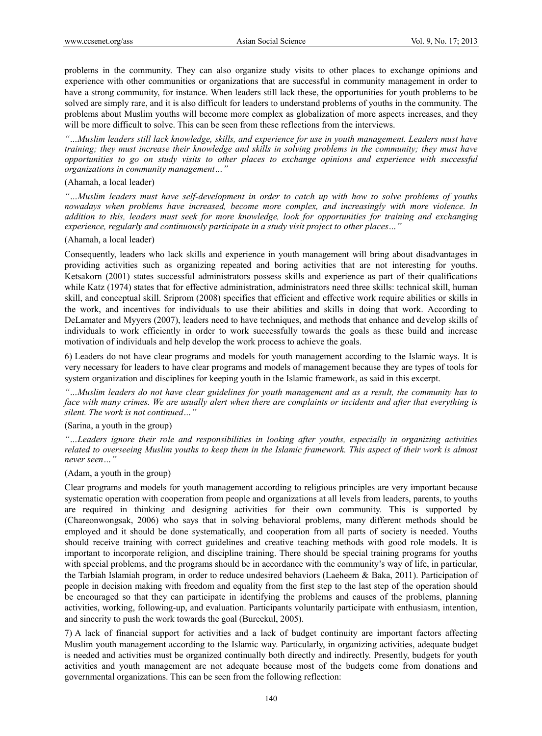problems in the community. They can also organize study visits to other places to exchange opinions and experience with other communities or organizations that are successful in community management in order to have a strong community, for instance. When leaders still lack these, the opportunities for youth problems to be solved are simply rare, and it is also difficult for leaders to understand problems of youths in the community. The problems about Muslim youths will become more complex as globalization of more aspects increases, and they will be more difficult to solve. This can be seen from these reflections from the interviews.

*"…Muslim leaders still lack knowledge, skills, and experience for use in youth management. Leaders must have training; they must increase their knowledge and skills in solving problems in the community; they must have opportunities to go on study visits to other places to exchange opinions and experience with successful organizations in community management…"*

(Ahamah, a local leader)

*"…Muslim leaders must have self-development in order to catch up with how to solve problems of youths nowadays when problems have increased, become more complex, and increasingly with more violence. In addition to this, leaders must seek for more knowledge, look for opportunities for training and exchanging experience, regularly and continuously participate in a study visit project to other places…"*

(Ahamah, a local leader)

Consequently, leaders who lack skills and experience in youth management will bring about disadvantages in providing activities such as organizing repeated and boring activities that are not interesting for youths. Ketsakorn (2001) states successful administrators possess skills and experience as part of their qualifications while Katz (1974) states that for effective administration, administrators need three skills: technical skill, human skill, and conceptual skill. Sriprom (2008) specifies that efficient and effective work require abilities or skills in the work, and incentives for individuals to use their abilities and skills in doing that work. According to DeLamater and Myyers (2007), leaders need to have techniques, and methods that enhance and develop skills of individuals to work efficiently in order to work successfully towards the goals as these build and increase motivation of individuals and help develop the work process to achieve the goals.

6) Leaders do not have clear programs and models for youth management according to the Islamic ways. It is very necessary for leaders to have clear programs and models of management because they are types of tools for system organization and disciplines for keeping youth in the Islamic framework, as said in this excerpt.

*"…Muslim leaders do not have clear guidelines for youth management and as a result, the community has to face with many crimes. We are usually alert when there are complaints or incidents and after that everything is silent. The work is not continued…"*

(Sarina, a youth in the group)

*"…Leaders ignore their role and responsibilities in looking after youths, especially in organizing activities related to overseeing Muslim youths to keep them in the Islamic framework. This aspect of their work is almost never seen…"*

(Adam, a youth in the group)

Clear programs and models for youth management according to religious principles are very important because systematic operation with cooperation from people and organizations at all levels from leaders, parents, to youths are required in thinking and designing activities for their own community. This is supported by (Chareonwongsak, 2006) who says that in solving behavioral problems, many different methods should be employed and it should be done systematically, and cooperation from all parts of society is needed. Youths should receive training with correct guidelines and creative teaching methods with good role models. It is important to incorporate religion, and discipline training. There should be special training programs for youths with special problems, and the programs should be in accordance with the community's way of life, in particular, the Tarbiah Islamiah program, in order to reduce undesired behaviors (Laeheem & Baka, 2011). Participation of people in decision making with freedom and equality from the first step to the last step of the operation should be encouraged so that they can participate in identifying the problems and causes of the problems, planning activities, working, following-up, and evaluation. Participants voluntarily participate with enthusiasm, intention, and sincerity to push the work towards the goal (Bureekul, 2005).

7) A lack of financial support for activities and a lack of budget continuity are important factors affecting Muslim youth management according to the Islamic way. Particularly, in organizing activities, adequate budget is needed and activities must be organized continually both directly and indirectly. Presently, budgets for youth activities and youth management are not adequate because most of the budgets come from donations and governmental organizations. This can be seen from the following reflection: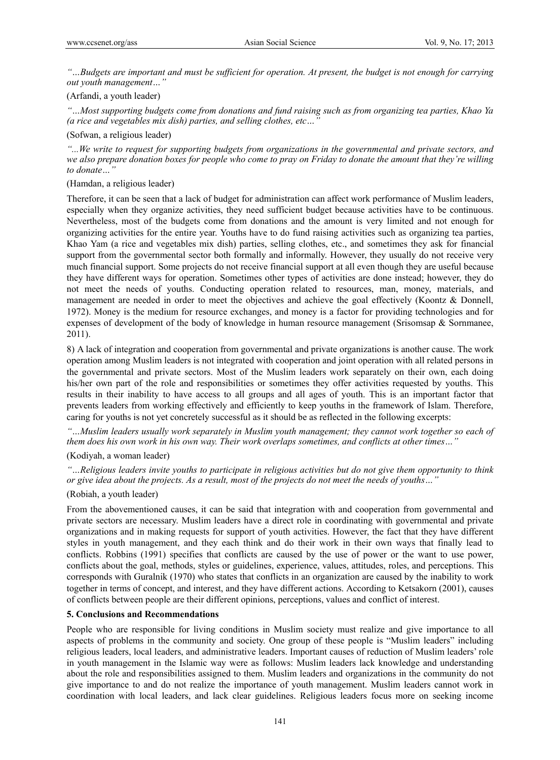*"…Budgets are important and must be sufficient for operation. At present, the budget is not enough for carrying out youth management…"*

(Arfandi, a youth leader)

*"…Most supporting budgets come from donations and fund raising such as from organizing tea parties, Khao Ya (a rice and vegetables mix dish) parties, and selling clothes, etc…"*

(Sofwan, a religious leader)

*"...We write to request for supporting budgets from organizations in the governmental and private sectors, and we also prepare donation boxes for people who come to pray on Friday to donate the amount that they're willing to donate…"*

(Hamdan, a religious leader)

Therefore, it can be seen that a lack of budget for administration can affect work performance of Muslim leaders, especially when they organize activities, they need sufficient budget because activities have to be continuous. Nevertheless, most of the budgets come from donations and the amount is very limited and not enough for organizing activities for the entire year. Youths have to do fund raising activities such as organizing tea parties, Khao Yam (a rice and vegetables mix dish) parties, selling clothes, etc., and sometimes they ask for financial support from the governmental sector both formally and informally. However, they usually do not receive very much financial support. Some projects do not receive financial support at all even though they are useful because they have different ways for operation. Sometimes other types of activities are done instead; however, they do not meet the needs of youths. Conducting operation related to resources, man, money, materials, and management are needed in order to meet the objectives and achieve the goal effectively (Koontz & Donnell, 1972). Money is the medium for resource exchanges, and money is a factor for providing technologies and for expenses of development of the body of knowledge in human resource management (Srisomsap & Sornmanee, 2011).

8) A lack of integration and cooperation from governmental and private organizations is another cause. The work operation among Muslim leaders is not integrated with cooperation and joint operation with all related persons in the governmental and private sectors. Most of the Muslim leaders work separately on their own, each doing his/her own part of the role and responsibilities or sometimes they offer activities requested by youths. This results in their inability to have access to all groups and all ages of youth. This is an important factor that prevents leaders from working effectively and efficiently to keep youths in the framework of Islam. Therefore, caring for youths is not yet concretely successful as it should be as reflected in the following excerpts:

*"…Muslim leaders usually work separately in Muslim youth management; they cannot work together so each of them does his own work in his own way. Their work overlaps sometimes, and conflicts at other times…"*

(Kodiyah, a woman leader)

*"…Religious leaders invite youths to participate in religious activities but do not give them opportunity to think or give idea about the projects. As a result, most of the projects do not meet the needs of youths…"*

(Robiah, a youth leader)

From the abovementioned causes, it can be said that integration with and cooperation from governmental and private sectors are necessary. Muslim leaders have a direct role in coordinating with governmental and private organizations and in making requests for support of youth activities. However, the fact that they have different styles in youth management, and they each think and do their work in their own ways that finally lead to conflicts. Robbins (1991) specifies that conflicts are caused by the use of power or the want to use power, conflicts about the goal, methods, styles or guidelines, experience, values, attitudes, roles, and perceptions. This corresponds with Guralnik (1970) who states that conflicts in an organization are caused by the inability to work together in terms of concept, and interest, and they have different actions. According to Ketsakorn (2001), causes of conflicts between people are their different opinions, perceptions, values and conflict of interest.

## 5. Conclusions and Recommendations

People who are responsible for living conditions in Muslim society must realize and give importance to all aspects of problems in the community and society. One group of these people is "Muslim leaders" including religious leaders, local leaders, and administrative leaders. Important causes of reduction of Muslim leaders' role in youth management in the Islamic way were as follows: Muslim leaders lack knowledge and understanding about the role and responsibilities assigned to them. Muslim leaders and organizations in the community do not give importance to and do not realize the importance of youth management. Muslim leaders cannot work in coordination with local leaders, and lack clear guidelines. Religious leaders focus more on seeking income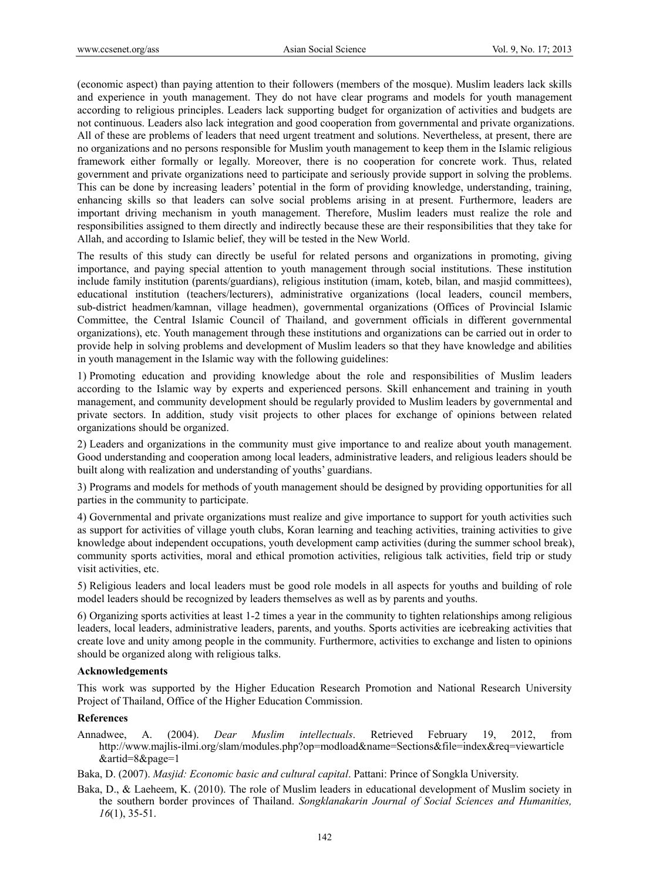(economic aspect) than paying attention to their followers (members of the mosque). Muslim leaders lack skills and experience in youth management. They do not have clear programs and models for youth management according to religious principles. Leaders lack supporting budget for organization of activities and budgets are not continuous. Leaders also lack integration and good cooperation from governmental and private organizations. All of these are problems of leaders that need urgent treatment and solutions. Nevertheless, at present, there are no organizations and no persons responsible for Muslim youth management to keep them in the Islamic religious framework either formally or legally. Moreover, there is no cooperation for concrete work. Thus, related government and private organizations need to participate and seriously provide support in solving the problems. This can be done by increasing leaders' potential in the form of providing knowledge, understanding, training, enhancing skills so that leaders can solve social problems arising in at present. Furthermore, leaders are important driving mechanism in youth management. Therefore, Muslim leaders must realize the role and responsibilities assigned to them directly and indirectly because these are their responsibilities that they take for Allah, and according to Islamic belief, they will be tested in the New World.

The results of this study can directly be useful for related persons and organizations in promoting, giving importance, and paying special attention to youth management through social institutions. These institution include family institution (parents/guardians), religious institution (imam, koteb, bilan, and masjid committees), educational institution (teachers/lecturers), administrative organizations (local leaders, council members, sub-district headmen/kamnan, village headmen), governmental organizations (Offices of Provincial Islamic Committee, the Central Islamic Council of Thailand, and government officials in different governmental organizations), etc. Youth management through these institutions and organizations can be carried out in order to provide help in solving problems and development of Muslim leaders so that they have knowledge and abilities in youth management in the Islamic way with the following guidelines:

1) Promoting education and providing knowledge about the role and responsibilities of Muslim leaders according to the Islamic way by experts and experienced persons. Skill enhancement and training in youth management, and community development should be regularly provided to Muslim leaders by governmental and private sectors. In addition, study visit projects to other places for exchange of opinions between related organizations should be organized.

2) Leaders and organizations in the community must give importance to and realize about youth management. Good understanding and cooperation among local leaders, administrative leaders, and religious leaders should be built along with realization and understanding of youths' guardians.

3) Programs and models for methods of youth management should be designed by providing opportunities for all parties in the community to participate.

4) Governmental and private organizations must realize and give importance to support for youth activities such as support for activities of village youth clubs, Koran learning and teaching activities, training activities to give knowledge about independent occupations, youth development camp activities (during the summer school break), community sports activities, moral and ethical promotion activities, religious talk activities, field trip or study visit activities, etc.

5) Religious leaders and local leaders must be good role models in all aspects for youths and building of role model leaders should be recognized by leaders themselves as well as by parents and youths.

6) Organizing sports activities at least 1-2 times a year in the community to tighten relationships among religious leaders, local leaders, administrative leaders, parents, and youths. Sports activities are icebreaking activities that create love and unity among people in the community. Furthermore, activities to exchange and listen to opinions should be organized along with religious talks.

**Acknowledgements**

This work was supported by the Higher Education Research Promotion and National Research University Project of Thailand, Office of the Higher Education Commission.

**References**

Annadwee, A. (2004). *Dear Muslim intellectuals*. Retrieved February 19, 2012, from http://www.majlis-ilmi.org/slam/modules.php?op=modload&name=Sections&file=index&req=viewarticle&artid=8&page=1

Baka, D. (2007). *Masjid: Economic basic and cultural capital*. Pattani: Prince of Songkla University.

Baka, D., & Laeheem, K. (2010). The role of Muslim leaders in educational development of Muslim society in the southern border provinces of Thailand. *Songklanakarin Journal of Social Sciences and Humanities, 16*(1), 35-51.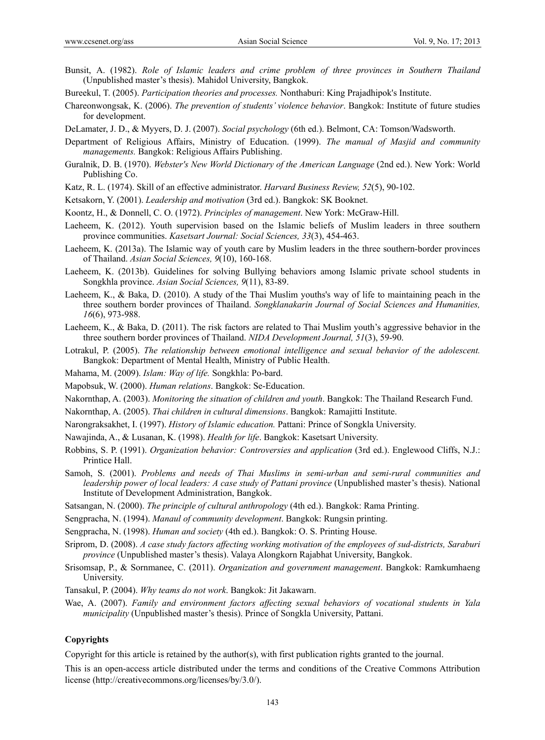Bunsit, A. (1982). *Role of Islamic leaders and crime problem of three provinces in Southern Thailand* (Unpublished master's thesis). Mahidol University, Bangkok.

Bureekul, T. (2005). *Participation theories and processes.* Nonthaburi: King Prajadhipok's Institute.

Chareonwongsak, K. (2006). *The prevention of students' violence behavior*. Bangkok: Institute of future studies for development.

DeLamater, J. D., & Myyers, D. J. (2007). *Social psychology* (6th ed.). Belmont, CA: Tomson/Wadsworth.

Department of Religious Affairs, Ministry of Education. (1999). *The manual of Masjid and community managements.* Bangkok: Religious Affairs Publishing.

Guralnik, D. B. (1970). *Webster's New World Dictionary of the American Language* (2nd ed.). New York: World Publishing Co.

Katz, R. L. (1974). Skill of an effective administrator. *Harvard Business Review, 52*(5), 90-102.

Ketsakorn, Y. (2001). *Leadership and motivation* (3rd ed.). Bangkok: SK Booknet.

Koontz, H., & Donnell, C. O. (1972). *Principles of management*. New York: McGraw-Hill.

Laeheem, K. (2012). Youth supervision based on the Islamic beliefs of Muslim leaders in three southern province communities. *Kasetsart Journal: Social Sciences, 33*(3), 454-463.

Laeheem, K. (2013a). The Islamic way of youth care by Muslim leaders in the three southern-border provinces of Thailand. *Asian Social Sciences, 9*(10), 160-168.

Laeheem, K. (2013b). Guidelines for solving Bullying behaviors among Islamic private school students in Songkhla province. *Asian Social Sciences, 9*(11), 83-89.

Laeheem, K., & Baka, D. (2010). A study of the Thai Muslim youths's way of life to maintaining peach in the three southern border provinces of Thailand. *Songklanakarin Journal of Social Sciences and Humanities, 16*(6), 973-988.

Laeheem, K., & Baka, D. (2011). The risk factors are related to Thai Muslim youth's aggressive behavior in the three southern border provinces of Thailand. *NIDA Development Journal, 51*(3), 59-90.

Lotrakul, P. (2005). *The relationship between emotional intelligence and sexual behavior of the adolescent.* Bangkok: Department of Mental Health, Ministry of Public Health.

Mahama, M. (2009). *Islam: Way of life.* Songkhla: Po-bard.

Mapobsuk, W. (2000). *Human relations*. Bangkok: Se-Education.

Nakornthap, A. (2003). *Monitoring the situation of children and youth*. Bangkok: The Thailand Research Fund.

Nakornthap, A. (2005). *Thai children in cultural dimensions*. Bangkok: Ramajitti Institute.

Narongraksakhet, I. (1997). *History of Islamic education.* Pattani: Prince of Songkla University.

Nawajinda, A., & Lusanan, K. (1998). *Health for life*. Bangkok: Kasetsart University.

Robbins, S. P. (1991). *Organization behavior: Controversies and application* (3rd ed.). Englewood Cliffs, N.J.: Printice Hall.

Samoh, S. (2001). *Problems and needs of Thai Muslims in semi-urban and semi-rural communities and leadership power of local leaders: A case study of Pattani province* (Unpublished master's thesis). National Institute of Development Administration, Bangkok.

Satsangan, N. (2000). *The principle of cultural anthropology* (4th ed.). Bangkok: Rama Printing.

Sengpracha, N. (1994). *Manaul of community development*. Bangkok: Rungsin printing.

Sengpracha, N. (1998). *Human and society* (4th ed.). Bangkok: O. S. Printing House.

Sriprom, D. (2008). *A case study factors affecting working motivation of the employees of sud-districts, Saraburi province* (Unpublished master's thesis). Valaya Alongkorn Rajabhat University, Bangkok.

Srisomsap, P., & Sornmanee, C. (2011). *Organization and government management*. Bangkok: Ramkumhaeng University.

Tansakul, P. (2004). *Why teams do not work*. Bangkok: Jit Jakawarn.

Wae, A. (2007). *Family and environment factors affecting sexual behaviors of vocational students in Yala municipality* (Unpublished master's thesis). Prince of Songkla University, Pattani.

## Copyrights

Copyright for this article is retained by the author(s), with first publication rights granted to the journal.

This is an open-access article distributed under the terms and conditions of the Creative Commons Attribution license (http://creativecommons.org/licenses/by/3.0/).